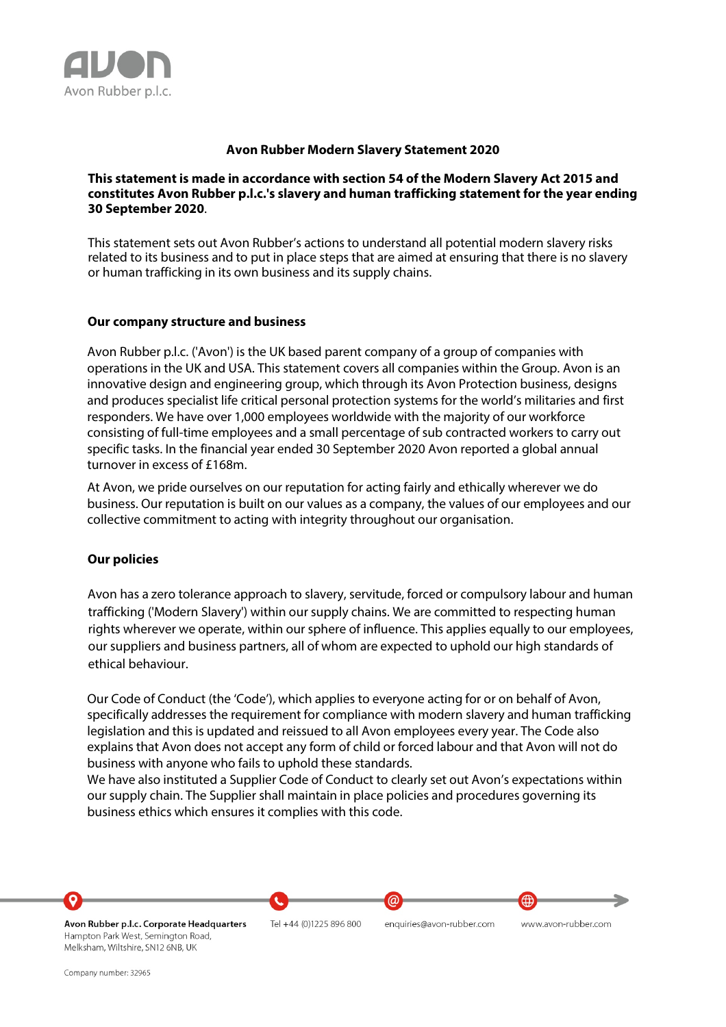# Avon Rubber Modern Slavery Statement 2020

**This statement is made in accordance with section 54 of the Modern Slavery Act 2015 and constitutes Avon Rubber p.l.c.'s slavery and human trafficking statement for the year ending 30 September 2020**.

This statement sets out Avon Rubber's actions to understand all potential modern slavery risks related to its business and to put in place steps that are aimed at ensuring that there is no slavery or human trafficking in its own business and its supply chains.

## Our company structure and business

Avon Rubber p.l.c. ('Avon') is the UK based parent company of a group of companies with operations in the UK and USA. This statement covers all companies within the Group. Avon is an innovative design and engineering group, which through its Avon Protection business, designs and produces specialist life critical personal protection systems for the world's militaries and first responders. We have over 1,000 employees worldwide with the majority of our workforce consisting of full-time employees and a small percentage of sub contracted workers to carry out specific tasks. In the financial year ended 30 September 2020 Avon reported a global annual turnover in excess of £168m.

At Avon, we pride ourselves on our reputation for acting fairly and ethically wherever we do business. Our reputation is built on our values as a company, the values of our employees and our collective commitment to acting with integrity throughout our organisation.

## Our policies

Avon has a zero tolerance approach to slavery, servitude, forced or compulsory labour and human trafficking ('Modern Slavery') within our supply chains. We are committed to respecting human rights wherever we operate, within our sphere of influence. This applies equally to our employees, our suppliers and business partners, all of whom are expected to uphold our high standards of ethical behaviour.

Our Code of Conduct (the 'Code'), which applies to everyone acting for or on behalf of Avon, specifically addresses the requirement for compliance with modern slavery and human trafficking legislation and this is updated and reissued to all Avon employees every year. The Code also explains that Avon does not accept any form of child or forced labour and that Avon will not do business with anyone who fails to uphold these standards.
We have also instituted a Supplier Code of Conduct to clearly set out Avon's expectations within our supply chain. The Supplier shall maintain in place policies and procedures governing its business ethics which ensures it complies with this code.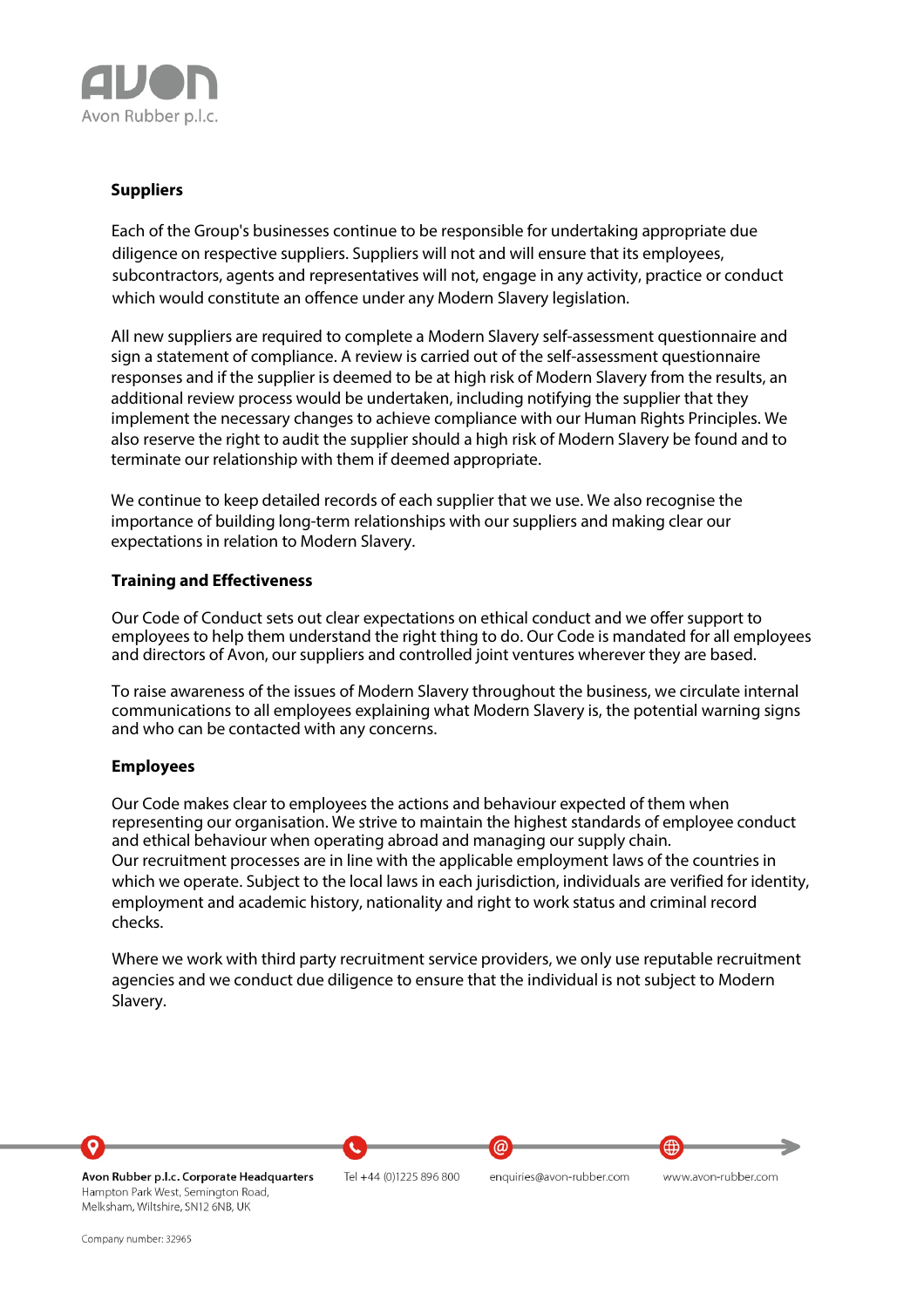## Suppliers

Each of the Group's businesses continue to be responsible for undertaking appropriate due diligence on respective suppliers. Suppliers will not and will ensure that its employees, subcontractors, agents and representatives will not, engage in any activity, practice or conduct which would constitute an offence under any Modern Slavery legislation.

All new suppliers are required to complete a Modern Slavery self-assessment questionnaire and sign a statement of compliance. A review is carried out of the self-assessment questionnaire responses and if the supplier is deemed to be at high risk of Modern Slavery from the results, an additional review process would be undertaken, including notifying the supplier that they implement the necessary changes to achieve compliance with our Human Rights Principles. We also reserve the right to audit the supplier should a high risk of Modern Slavery be found and to terminate our relationship with them if deemed appropriate.

We continue to keep detailed records of each supplier that we use. We also recognise the importance of building long-term relationships with our suppliers and making clear our expectations in relation to Modern Slavery.

## Training and Effectiveness

Our Code of Conduct sets out clear expectations on ethical conduct and we offer support to employees to help them understand the right thing to do. Our Code is mandated for all employees and directors of Avon, our suppliers and controlled joint ventures wherever they are based.

To raise awareness of the issues of Modern Slavery throughout the business, we circulate internal communications to all employees explaining what Modern Slavery is, the potential warning signs and who can be contacted with any concerns.

## Employees

Our Code makes clear to employees the actions and behaviour expected of them when representing our organisation. We strive to maintain the highest standards of employee conduct and ethical behaviour when operating abroad and managing our supply chain.
Our recruitment processes are in line with the applicable employment laws of the countries in which we operate. Subject to the local laws in each jurisdiction, individuals are verified for identity, employment and academic history, nationality and right to work status and criminal record checks.

Where we work with third party recruitment service providers, we only use reputable recruitment agencies and we conduct due diligence to ensure that the individual is not subject to Modern Slavery.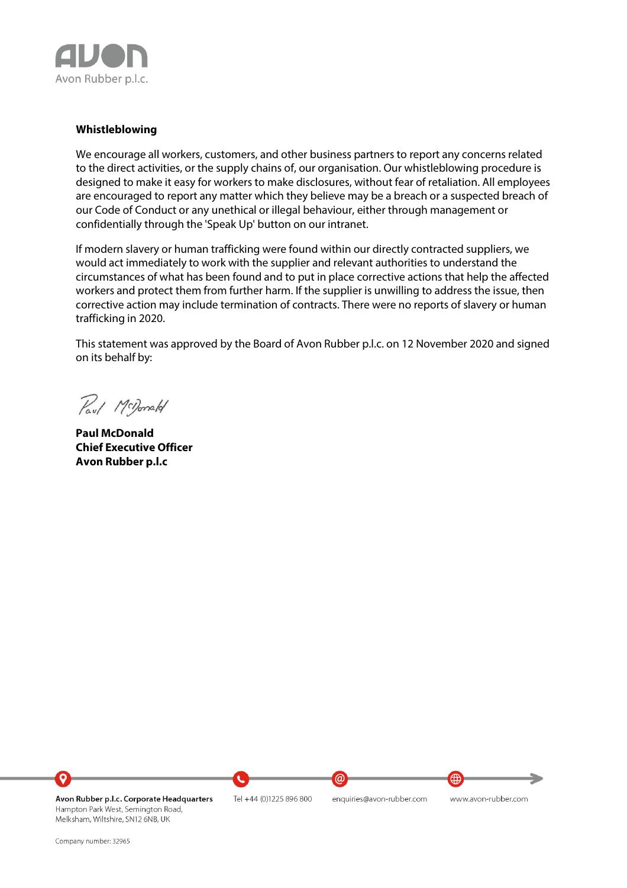## Whistleblowing

We encourage all workers, customers, and other business partners to report any concerns related to the direct activities, or the supply chains of, our organisation. Our whistleblowing procedure is designed to make it easy for workers to make disclosures, without fear of retaliation. All employees are encouraged to report any matter which they believe may be a breach or a suspected breach of our Code of Conduct or any unethical or illegal behaviour, either through management or confidentially through the 'Speak Up' button on our intranet.

If modern slavery or human trafficking were found within our directly contracted suppliers, we would act immediately to work with the supplier and relevant authorities to understand the circumstances of what has been found and to put in place corrective actions that help the affected workers and protect them from further harm. If the supplier is unwilling to address the issue, then corrective action may include termination of contracts. There were no reports of slavery or human trafficking in 2020.

This statement was approved by the Board of Avon Rubber p.l.c. on 12 November 2020 and signed on its behalf by:

Paul McDonald

**Paul McDonald**
**Chief Executive Officer**
**Avon Rubber p.l.c**

**Avon Rubber p.l.c. Corporate Headquarters**
Hampton Park West, Semington Road,
Melksham, Wiltshire, SN12 6NB, UK

Tel +44 (0)1225 896 800

enquiries@avon-rubber.com

www.avon-rubber.com

Company number: 32965